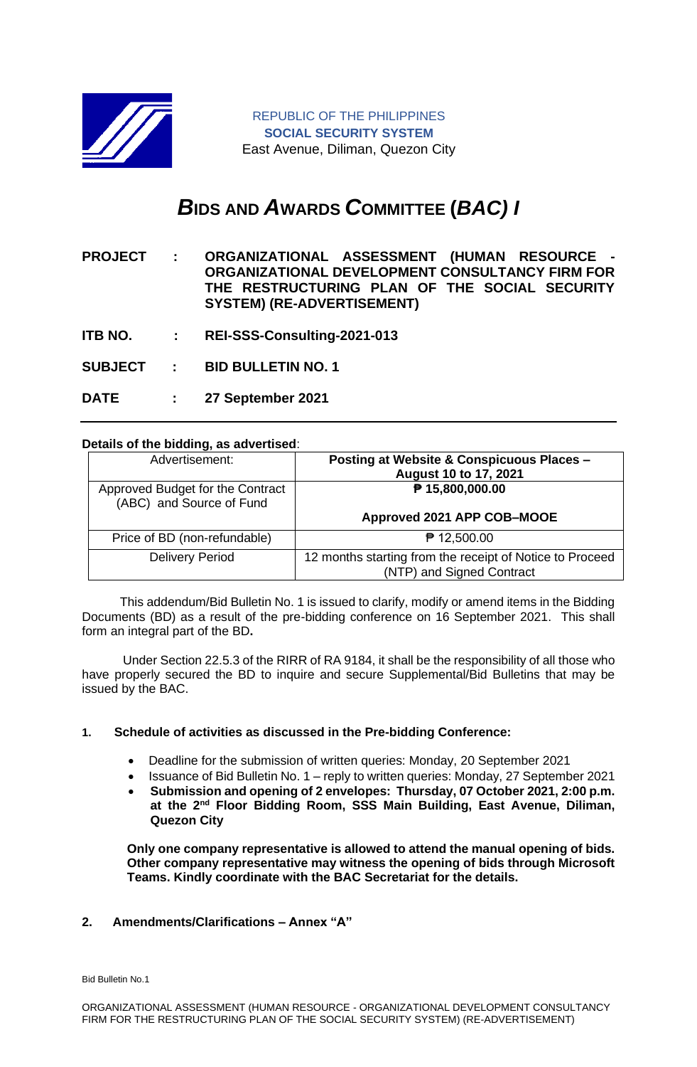REPUBLIC OF THE PHILIPPINES
**SOCIAL SECURITY SYSTEM**
East Avenue, Diliman, Quezon City

# *B*IDS AND *A*WARDS *C*OMMITTEE (*BAC) I*

**PROJECT : ORGANIZATIONAL ASSESSMENT (HUMAN RESOURCE - ORGANIZATIONAL DEVELOPMENT CONSULTANCY FIRM FOR THE RESTRUCTURING PLAN OF THE SOCIAL SECURITY SYSTEM) (RE-ADVERTISEMENT)**

**ITB NO. : REI-SSS-Consulting-2021-013**

**SUBJECT : BID BULLETIN NO. 1**

**DATE : 27 September 2021**

---

**Details of the bidding, as advertised**:

| Advertisement: | **Posting at Website & Conspicuous Places – August 10 to 17, 2021** |
|---|---|
| Approved Budget for the Contract (ABC) and Source of Fund | **₱ 15,800,000.00**<br><br>**Approved 2021 APP COB–MOOE** |
| Price of BD (non-refundable) | ₱ 12,500.00 |
| Delivery Period | 12 months starting from the receipt of Notice to Proceed (NTP) and Signed Contract |

This addendum/Bid Bulletin No. 1 is issued to clarify, modify or amend items in the Bidding Documents (BD) as a result of the pre-bidding conference on 16 September 2021. This shall form an integral part of the BD**.**

Under Section 22.5.3 of the RIRR of RA 9184, it shall be the responsibility of all those who have properly secured the BD to inquire and secure Supplemental/Bid Bulletins that may be issued by the BAC.

**1. Schedule of activities as discussed in the Pre-bidding Conference:**

- Deadline for the submission of written queries: Monday, 20 September 2021
- Issuance of Bid Bulletin No. 1 – reply to written queries: Monday, 27 September 2021
- **Submission and opening of 2 envelopes: Thursday, 07 October 2021, 2:00 p.m. at the 2nd Floor Bidding Room, SSS Main Building, East Avenue, Diliman, Quezon City**

**Only one company representative is allowed to attend the manual opening of bids. Other company representative may witness the opening of bids through Microsoft Teams. Kindly coordinate with the BAC Secretariat for the details.**

**2. Amendments/Clarifications – Annex "A"**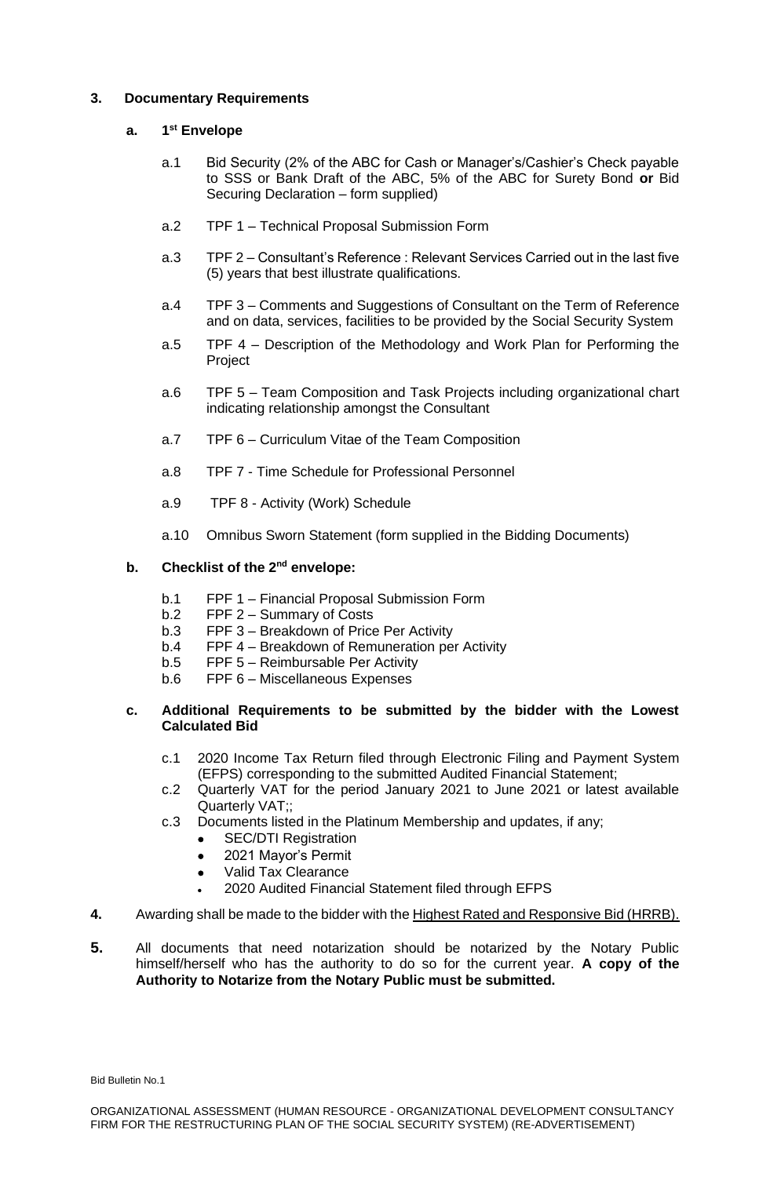**3. Documentary Requirements**

**a. 1st Envelope**

a.1 Bid Security (2% of the ABC for Cash or Manager's/Cashier's Check payable to SSS or Bank Draft of the ABC, 5% of the ABC for Surety Bond **or** Bid Securing Declaration – form supplied)

a.2 TPF 1 – Technical Proposal Submission Form

a.3 TPF 2 – Consultant's Reference : Relevant Services Carried out in the last five (5) years that best illustrate qualifications.

a.4 TPF 3 – Comments and Suggestions of Consultant on the Term of Reference and on data, services, facilities to be provided by the Social Security System

a.5 TPF 4 – Description of the Methodology and Work Plan for Performing the Project

a.6 TPF 5 – Team Composition and Task Projects including organizational chart indicating relationship amongst the Consultant

a.7 TPF 6 – Curriculum Vitae of the Team Composition

a.8 TPF 7 - Time Schedule for Professional Personnel

a.9 TPF 8 - Activity (Work) Schedule

a.10 Omnibus Sworn Statement (form supplied in the Bidding Documents)

**b. Checklist of the 2nd envelope:**

b.1 FPF 1 – Financial Proposal Submission Form
b.2 FPF 2 – Summary of Costs
b.3 FPF 3 – Breakdown of Price Per Activity
b.4 FPF 4 – Breakdown of Remuneration per Activity
b.5 FPF 5 – Reimbursable Per Activity
b.6 FPF 6 – Miscellaneous Expenses

**c. Additional Requirements to be submitted by the bidder with the Lowest Calculated Bid**

c.1 2020 Income Tax Return filed through Electronic Filing and Payment System (EFPS) corresponding to the submitted Audited Financial Statement;
c.2 Quarterly VAT for the period January 2021 to June 2021 or latest available Quarterly VAT;;
c.3 Documents listed in the Platinum Membership and updates, if any;

- SEC/DTI Registration
- 2021 Mayor's Permit
- Valid Tax Clearance
- 2020 Audited Financial Statement filed through EFPS

**4.** Awarding shall be made to the bidder with the Highest Rated and Responsive Bid (HRRB).

**5.** All documents that need notarization should be notarized by the Notary Public himself/herself who has the authority to do so for the current year. **A copy of the Authority to Notarize from the Notary Public must be submitted.**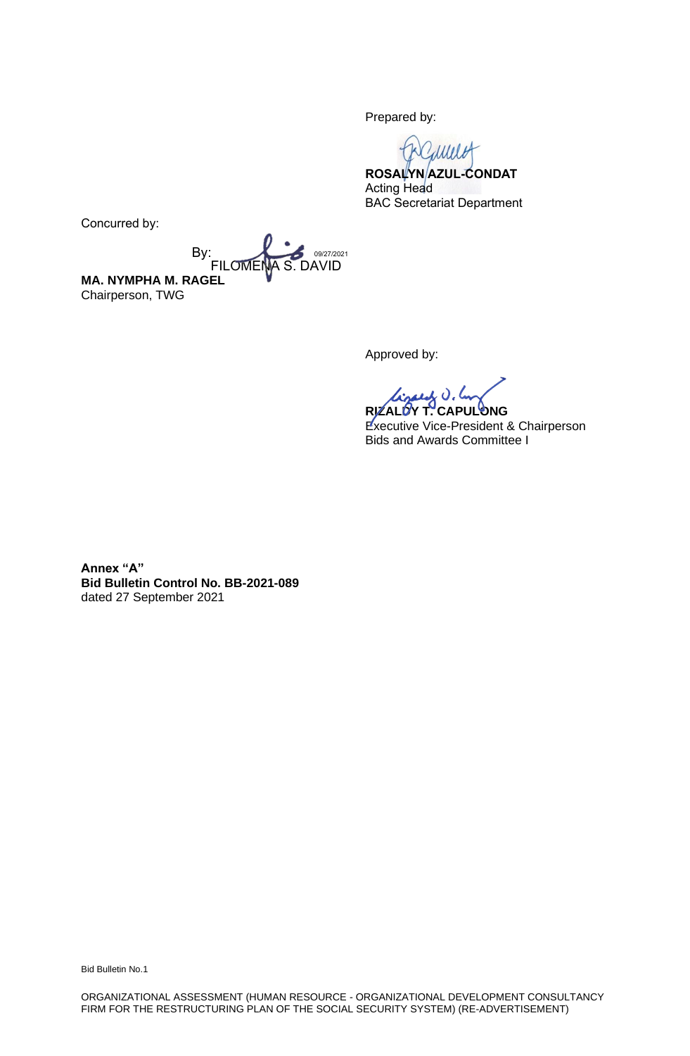Prepared by:

**ROSALYN AZUL-CONDAT**
Acting Head
BAC Secretariat Department

Concurred by:

By: FILOMENA S. DAVID 09/27/2021
**MA. NYMPHA M. RAGEL**
Chairperson, TWG

Approved by:

**RIZALDY T. CAPULONG**
Executive Vice-President & Chairperson
Bids and Awards Committee I

**Annex "A"**
**Bid Bulletin Control No. BB-2021-089**
dated 27 September 2021

Bid Bulletin No.1

ORGANIZATIONAL ASSESSMENT (HUMAN RESOURCE - ORGANIZATIONAL DEVELOPMENT CONSULTANCY FIRM FOR THE RESTRUCTURING PLAN OF THE SOCIAL SECURITY SYSTEM) (RE-ADVERTISEMENT)